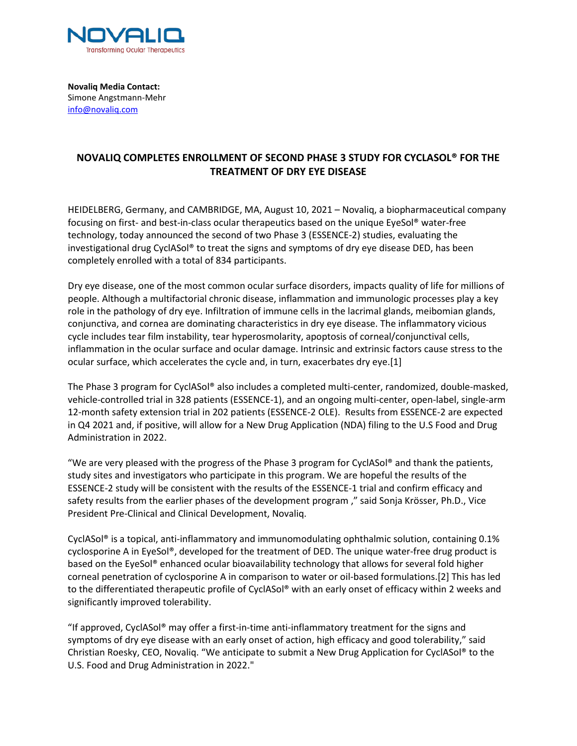NOVALIQ
Transforming Ocular Therapeutics

**Novaliq Media Contact:**
Simone Angstmann-Mehr
info@novaliq.com

# NOVALIQ COMPLETES ENROLLMENT OF SECOND PHASE 3 STUDY FOR CYCLASOL® FOR THE TREATMENT OF DRY EYE DISEASE

HEIDELBERG, Germany, and CAMBRIDGE, MA, August 10, 2021 – Novaliq, a biopharmaceutical company focusing on first- and best-in-class ocular therapeutics based on the unique EyeSol® water-free technology, today announced the second of two Phase 3 (ESSENCE-2) studies, evaluating the investigational drug CyclASol® to treat the signs and symptoms of dry eye disease DED, has been completely enrolled with a total of 834 participants.

Dry eye disease, one of the most common ocular surface disorders, impacts quality of life for millions of people. Although a multifactorial chronic disease, inflammation and immunologic processes play a key role in the pathology of dry eye. Infiltration of immune cells in the lacrimal glands, meibomian glands, conjunctiva, and cornea are dominating characteristics in dry eye disease. The inflammatory vicious cycle includes tear film instability, tear hyperosmolarity, apoptosis of corneal/conjunctival cells, inflammation in the ocular surface and ocular damage. Intrinsic and extrinsic factors cause stress to the ocular surface, which accelerates the cycle and, in turn, exacerbates dry eye.[1]

The Phase 3 program for CyclASol® also includes a completed multi-center, randomized, double-masked, vehicle-controlled trial in 328 patients (ESSENCE-1), and an ongoing multi-center, open-label, single-arm 12-month safety extension trial in 202 patients (ESSENCE-2 OLE). Results from ESSENCE-2 are expected in Q4 2021 and, if positive, will allow for a New Drug Application (NDA) filing to the U.S Food and Drug Administration in 2022.

"We are very pleased with the progress of the Phase 3 program for CyclASol® and thank the patients, study sites and investigators who participate in this program. We are hopeful the results of the ESSENCE-2 study will be consistent with the results of the ESSENCE-1 trial and confirm efficacy and safety results from the earlier phases of the development program ," said Sonja Krösser, Ph.D., Vice President Pre-Clinical and Clinical Development, Novaliq.

CyclASol® is a topical, anti-inflammatory and immunomodulating ophthalmic solution, containing 0.1% cyclosporine A in EyeSol®, developed for the treatment of DED. The unique water-free drug product is based on the EyeSol® enhanced ocular bioavailability technology that allows for several fold higher corneal penetration of cyclosporine A in comparison to water or oil-based formulations.[2] This has led to the differentiated therapeutic profile of CyclASol® with an early onset of efficacy within 2 weeks and significantly improved tolerability.

"If approved, CyclASol® may offer a first-in-time anti-inflammatory treatment for the signs and symptoms of dry eye disease with an early onset of action, high efficacy and good tolerability," said Christian Roesky, CEO, Novaliq. "We anticipate to submit a New Drug Application for CyclASol® to the U.S. Food and Drug Administration in 2022."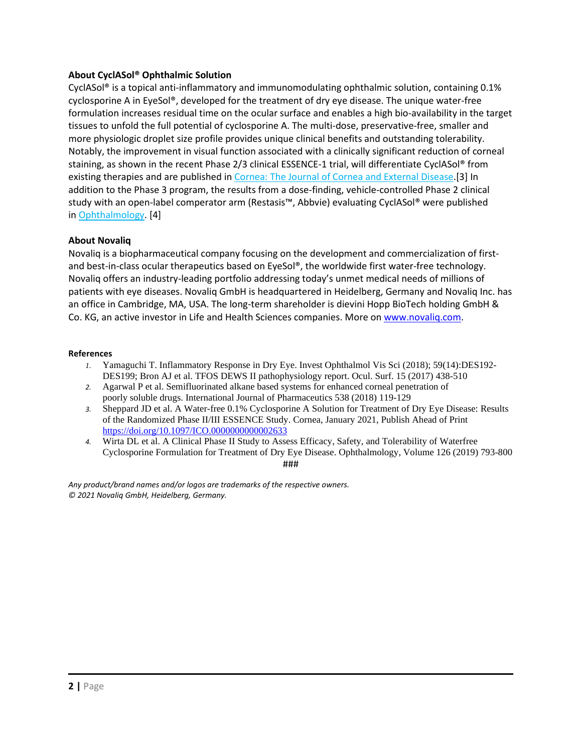**About CyclASol® Ophthalmic Solution**

CyclASol® is a topical anti-inflammatory and immunomodulating ophthalmic solution, containing 0.1% cyclosporine A in EyeSol®, developed for the treatment of dry eye disease. The unique water-free formulation increases residual time on the ocular surface and enables a high bio-availability in the target tissues to unfold the full potential of cyclosporine A. The multi-dose, preservative-free, smaller and more physiologic droplet size profile provides unique clinical benefits and outstanding tolerability. Notably, the improvement in visual function associated with a clinically significant reduction of corneal staining, as shown in the recent Phase 2/3 clinical ESSENCE-1 trial, will differentiate CyclASol® from existing therapies and are published in Cornea: The Journal of Cornea and External Disease.[3] In addition to the Phase 3 program, the results from a dose-finding, vehicle-controlled Phase 2 clinical study with an open-label comperator arm (Restasis™, Abbvie) evaluating CyclASol® were published in Ophthalmology. [4]

**About Novaliq**

Novaliq is a biopharmaceutical company focusing on the development and commercialization of first- and best-in-class ocular therapeutics based on EyeSol®, the worldwide first water-free technology. Novaliq offers an industry-leading portfolio addressing today's unmet medical needs of millions of patients with eye diseases. Novaliq GmbH is headquartered in Heidelberg, Germany and Novaliq Inc. has an office in Cambridge, MA, USA. The long-term shareholder is dievini Hopp BioTech holding GmbH & Co. KG, an active investor in Life and Health Sciences companies. More on www.novaliq.com.

**References**

1. Yamaguchi T. Inflammatory Response in Dry Eye. Invest Ophthalmol Vis Sci (2018); 59(14):DES192-DES199; Bron AJ et al. TFOS DEWS II pathophysiology report. Ocul. Surf. 15 (2017) 438-510
2. Agarwal P et al. Semifluorinated alkane based systems for enhanced corneal penetration of poorly soluble drugs. International Journal of Pharmaceutics 538 (2018) 119-129
3. Sheppard JD et al. A Water-free 0.1% Cyclosporine A Solution for Treatment of Dry Eye Disease: Results of the Randomized Phase II/III ESSENCE Study. Cornea, January 2021, Publish Ahead of Print https://doi.org/10.1097/ICO.0000000000002633
4. Wirta DL et al. A Clinical Phase II Study to Assess Efficacy, Safety, and Tolerability of Waterfree Cyclosporine Formulation for Treatment of Dry Eye Disease. Ophthalmology, Volume 126 (2019) 793-800

###

*Any product/brand names and/or logos are trademarks of the respective owners.*
*© 2021 Novaliq GmbH, Heidelberg, Germany.*